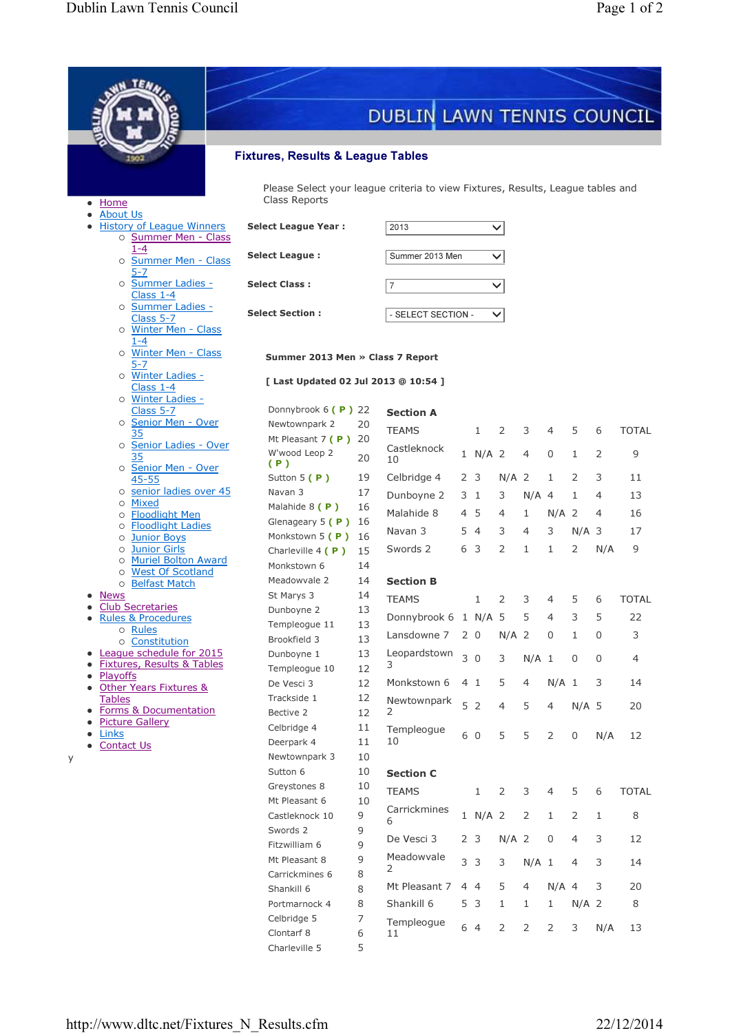# DUBLIN LAWN TENNIS COUNCIL

## Fixtures, Results & League Tables

- Home
- About Us
- History of League Winners
  - Summer Men - Class 1-4
  - Summer Men - Class 5-7
  - Summer Ladies - Class 1-4
  - Summer Ladies - Class 5-7
  - Winter Men - Class 1-4
  - Winter Men - Class 5-7
  - Winter Ladies - Class 1-4
  - Winter Ladies - Class 5-7
  - Senior Men - Over 35
  - Senior Ladies - Over 35
  - Senior Men - Over 45-55
  - senior ladies over 45
  - Mixed
  - Floodlight Men
  - Floodlight Ladies
  - Junior Boys
  - Junior Girls
  - Muriel Bolton Award
  - West Of Scotland
  - Belfast Match
- News
- Club Secretaries
- Rules & Procedures
  - Rules
  - Constitution
- League schedule for 2015
- Fixtures, Results & Tables
- Playoffs
- Other Years Fixtures & Tables
- Forms & Documentation
- Picture Gallery
- Links
- Contact Us

y

Please Select your league criteria to view Fixtures, Results, League tables and Class Reports

**Select League Year :** 2013

**Select League :** Summer 2013 Men

**Select Class :** 7

**Select Section :** - SELECT SECTION -

**Summer 2013 Men » Class 7 Report**

**[ Last Updated 02 Jul 2013 @ 10:54 ]**

| Team | Points |
|---|---|
| Donnybrook 6 ( P ) | 22 |
| Newtownpark 2 | 20 |
| Mt Pleasant 7 ( P ) | 20 |
| W'wood Leop 2 ( P ) | 20 |
| Sutton 5 ( P ) | 19 |
| Navan 3 | 17 |
| Malahide 8 ( P ) | 16 |
| Glenageary 5 ( P ) | 16 |
| Monkstown 5 ( P ) | 16 |
| Charleville 4 ( P ) | 15 |
| Monkstown 6 | 14 |
| Meadowvale 2 | 14 |
| St Marys 3 | 14 |
| Dunboyne 2 | 13 |
| Templeogue 11 | 13 |
| Brookfield 3 | 13 |
| Dunboyne 1 | 13 |
| Templeogue 10 | 12 |
| De Vesci 3 | 12 |
| Trackside 1 | 12 |
| Bective 2 | 12 |
| Celbridge 4 | 11 |
| Deerpark 4 | 11 |
| Newtownpark 3 | 10 |
| Sutton 6 | 10 |
| Greystones 8 | 10 |
| Mt Pleasant 6 | 10 |
| Castleknock 10 | 9 |
| Swords 2 | 9 |
| Fitzwilliam 6 | 9 |
| Mt Pleasant 8 | 9 |
| Carrickmines 6 | 8 |
| Shankill 6 | 8 |
| Portmarnock 4 | 8 |
| Celbridge 5 | 7 |
| Clontarf 8 | 6 |
| Charleville 5 | 5 |

### Section A

| TEAMS | | 1 | 2 | 3 | 4 | 5 | 6 | TOTAL |
|---|---|---|---|---|---|---|---|---|
| Castleknock 10 | 1 | N/A | 2 | 4 | 0 | 1 | 2 | 9 |
| Celbridge 4 | 2 | 3 | N/A | 2 | 1 | 2 | 3 | 11 |
| Dunboyne 2 | 3 | 1 | 3 | N/A | 4 | 1 | 4 | 13 |
| Malahide 8 | 4 | 5 | 4 | 1 | N/A | 2 | 4 | 16 |
| Navan 3 | 5 | 4 | 3 | 4 | 3 | N/A | 3 | 17 |
| Swords 2 | 6 | 3 | 2 | 1 | 1 | 2 | N/A | 9 |

### Section B

| TEAMS | | 1 | 2 | 3 | 4 | 5 | 6 | TOTAL |
|---|---|---|---|---|---|---|---|---|
| Donnybrook 6 | 1 | N/A | 5 | 5 | 4 | 3 | 5 | 22 |
| Lansdowne 7 | 2 | 0 | N/A | 2 | 0 | 1 | 0 | 3 |
| Leopardstown 3 | 3 | 0 | 3 | N/A | 1 | 0 | 0 | 4 |
| Monkstown 6 | 4 | 1 | 5 | 4 | N/A | 1 | 3 | 14 |
| Newtownpark 2 | 5 | 2 | 4 | 5 | 4 | N/A | 5 | 20 |
| Templeogue 10 | 6 | 0 | 5 | 5 | 2 | 0 | N/A | 12 |

### Section C

| TEAMS | | 1 | 2 | 3 | 4 | 5 | 6 | TOTAL |
|---|---|---|---|---|---|---|---|---|
| Carrickmines 6 | 1 | N/A | 2 | 2 | 1 | 2 | 1 | 8 |
| De Vesci 3 | 2 | 3 | N/A | 2 | 0 | 4 | 3 | 12 |
| Meadowvale 2 | 3 | 3 | 3 | N/A | 1 | 4 | 3 | 14 |
| Mt Pleasant 7 | 4 | 4 | 5 | 4 | N/A | 4 | 3 | 20 |
| Shankill 6 | 5 | 3 | 1 | 1 | 1 | N/A | 2 | 8 |
| Templeogue 11 | 6 | 4 | 2 | 2 | 2 | 3 | N/A | 13 |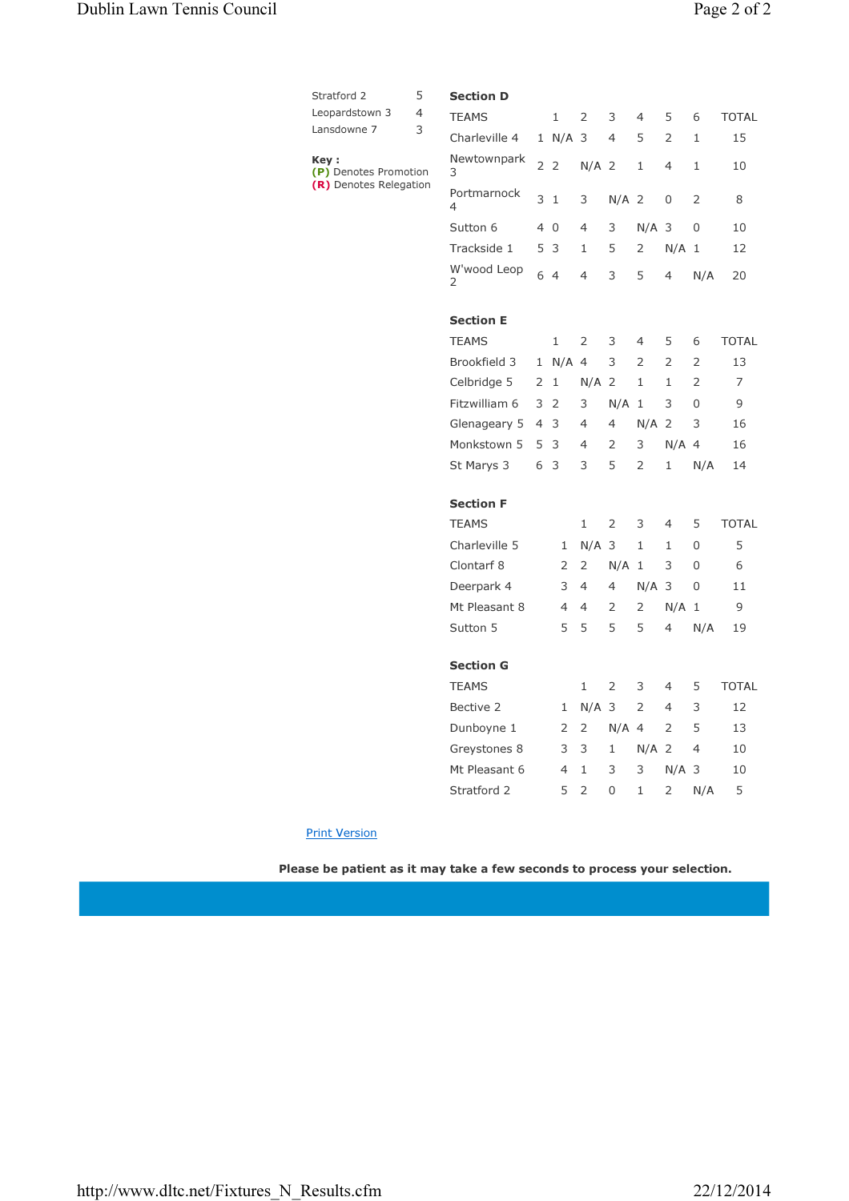| | |
|---|---|
| Stratford 2 | 5 |
| Leopardstown 3 | 4 |
| Lansdowne 7 | 3 |

**Key :**
**(P)** Denotes Promotion
**(R)** Denotes Relegation

### Section D

| TEAMS | | 1 | 2 | 3 | 4 | 5 | 6 | TOTAL |
|---|---|---|---|---|---|---|---|---|
| Charleville 4 | 1 | N/A | 3 | 4 | 5 | 2 | 1 | 15 |
| Newtownpark 3 | 2 | 2 | N/A | 2 | 1 | 4 | 1 | 10 |
| Portmarnock 4 | 3 | 1 | 3 | N/A | 2 | 0 | 2 | 8 |
| Sutton 6 | 4 | 0 | 4 | 3 | N/A | 3 | 0 | 10 |
| Trackside 1 | 5 | 3 | 1 | 5 | 2 | N/A | 1 | 12 |
| W'wood Leop 2 | 6 | 4 | 4 | 3 | 5 | 4 | N/A | 20 |

### Section E

| TEAMS | | 1 | 2 | 3 | 4 | 5 | 6 | TOTAL |
|---|---|---|---|---|---|---|---|---|
| Brookfield 3 | 1 | N/A | 4 | 3 | 2 | 2 | 2 | 13 |
| Celbridge 5 | 2 | 1 | N/A | 2 | 1 | 1 | 2 | 7 |
| Fitzwilliam 6 | 3 | 2 | 3 | N/A | 1 | 3 | 0 | 9 |
| Glenageary 5 | 4 | 3 | 4 | 4 | N/A | 2 | 3 | 16 |
| Monkstown 5 | 5 | 3 | 4 | 2 | 3 | N/A | 4 | 16 |
| St Marys 3 | 6 | 3 | 3 | 5 | 2 | 1 | N/A | 14 |

### Section F

| TEAMS | | 1 | 2 | 3 | 4 | 5 | TOTAL |
|---|---|---|---|---|---|---|---|
| Charleville 5 | 1 | N/A | 3 | 1 | 1 | 0 | 5 |
| Clontarf 8 | 2 | 2 | N/A | 1 | 3 | 0 | 6 |
| Deerpark 4 | 3 | 4 | 4 | N/A | 3 | 0 | 11 |
| Mt Pleasant 8 | 4 | 4 | 2 | 2 | N/A | 1 | 9 |
| Sutton 5 | 5 | 5 | 5 | 5 | 4 | N/A | 19 |

### Section G

| TEAMS | | 1 | 2 | 3 | 4 | 5 | TOTAL |
|---|---|---|---|---|---|---|---|
| Bective 2 | 1 | N/A | 3 | 2 | 4 | 3 | 12 |
| Dunboyne 1 | 2 | 2 | N/A | 4 | 2 | 5 | 13 |
| Greystones 8 | 3 | 3 | 1 | N/A | 2 | 4 | 10 |
| Mt Pleasant 6 | 4 | 1 | 3 | 3 | N/A | 3 | 10 |
| Stratford 2 | 5 | 2 | 0 | 1 | 2 | N/A | 5 |

Print Version

**Please be patient as it may take a few seconds to process your selection.**